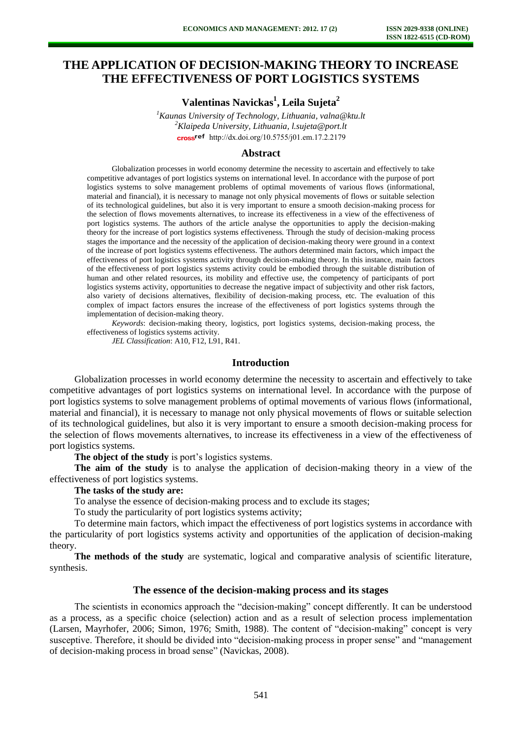# THE APPLICATION OF DECISION-MAKING THEORY TO INCREASE THE EFFECTIVENESS OF PORT LOGISTICS SYSTEMS

**Valentinas Navickas[1], Leila Sujeta[2]**

[1]*Kaunas University of Technology, Lithuania, valna@ktu.lt*
[2]*Klaipeda University, Lithuania, l.sujeta@port.lt*
http://dx.doi.org/10.5755/j01.em.17.2.2179

## Abstract

Globalization processes in world economy determine the necessity to ascertain and effectively to take competitive advantages of port logistics systems on international level. In accordance with the purpose of port logistics systems to solve management problems of optimal movements of various flows (informational, material and financial), it is necessary to manage not only physical movements of flows or suitable selection of its technological guidelines, but also it is very important to ensure a smooth decision-making process for the selection of flows movements alternatives, to increase its effectiveness in a view of the effectiveness of port logistics systems. The authors of the article analyse the opportunities to apply the decision-making theory for the increase of port logistics systems effectiveness. Through the study of decision-making process stages the importance and the necessity of the application of decision-making theory were ground in a context of the increase of port logistics systems effectiveness. The authors determined main factors, which impact the effectiveness of port logistics systems activity through decision-making theory. In this instance, main factors of the effectiveness of port logistics systems activity could be embodied through the suitable distribution of human and other related resources, its mobility and effective use, the competency of participants of port logistics systems activity, opportunities to decrease the negative impact of subjectivity and other risk factors, also variety of decisions alternatives, flexibility of decision-making process, etc. The evaluation of this complex of impact factors ensures the increase of the effectiveness of port logistics systems through the implementation of decision-making theory.

*Keywords*: decision-making theory, logistics, port logistics systems, decision-making process, the effectiveness of logistics systems activity.

*JEL Classification*: A10, F12, L91, R41.

## Introduction

Globalization processes in world economy determine the necessity to ascertain and effectively to take competitive advantages of port logistics systems on international level. In accordance with the purpose of port logistics systems to solve management problems of optimal movements of various flows (informational, material and financial), it is necessary to manage not only physical movements of flows or suitable selection of its technological guidelines, but also it is very important to ensure a smooth decision-making process for the selection of flows movements alternatives, to increase its effectiveness in a view of the effectiveness of port logistics systems.

**The object of the study** is port's logistics systems.

**The aim of the study** is to analyse the application of decision-making theory in a view of the effectiveness of port logistics systems.

**The tasks of the study are:**

To analyse the essence of decision-making process and to exclude its stages;

To study the particularity of port logistics systems activity;

To determine main factors, which impact the effectiveness of port logistics systems in accordance with the particularity of port logistics systems activity and opportunities of the application of decision-making theory.

**The methods of the study** are systematic, logical and comparative analysis of scientific literature, synthesis.

## The essence of the decision-making process and its stages

The scientists in economics approach the "decision-making" concept differently. It can be understood as a process, as a specific choice (selection) action and as a result of selection process implementation (Larsen, Mayrhofer, 2006; Simon, 1976; Smith, 1988). The content of "decision-making" concept is very susceptive. Therefore, it should be divided into "decision-making process in proper sense" and "management of decision-making process in broad sense" (Navickas, 2008).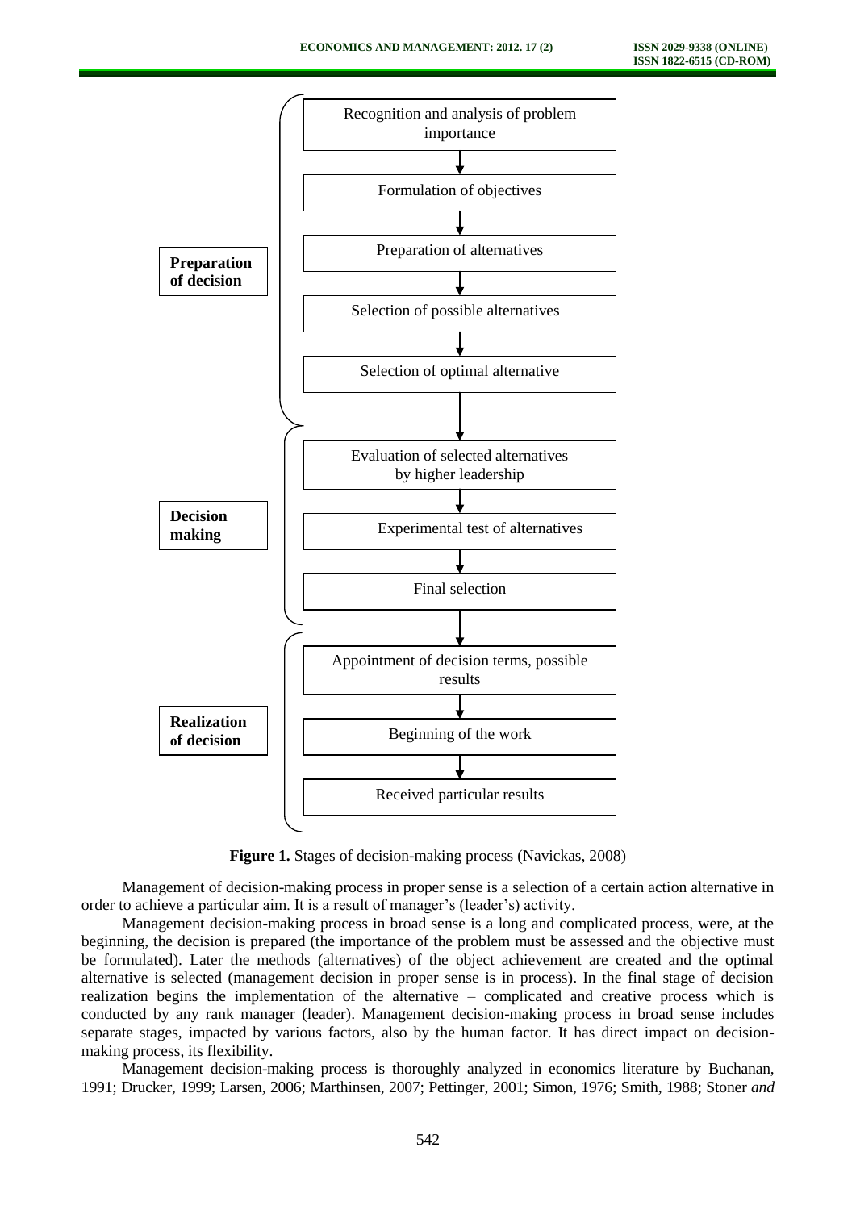**Preparation of decision**

- Recognition and analysis of problem importance
- Formulation of objectives
- Preparation of alternatives
- Selection of possible alternatives
- Selection of optimal alternative

**Decision making**

- Evaluation of selected alternatives by higher leadership
- Experimental test of alternatives
- Final selection

**Realization of decision**

- Appointment of decision terms, possible results
- Beginning of the work
- Received particular results

**Figure 1.** Stages of decision-making process (Navickas, 2008)

Management of decision-making process in proper sense is a selection of a certain action alternative in order to achieve a particular aim. It is a result of manager's (leader's) activity.

Management decision-making process in broad sense is a long and complicated process, were, at the beginning, the decision is prepared (the importance of the problem must be assessed and the objective must be formulated). Later the methods (alternatives) of the object achievement are created and the optimal alternative is selected (management decision in proper sense is in process). In the final stage of decision realization begins the implementation of the alternative – complicated and creative process which is conducted by any rank manager (leader). Management decision-making process in broad sense includes separate stages, impacted by various factors, also by the human factor. It has direct impact on decision-making process, its flexibility.

Management decision-making process is thoroughly analyzed in economics literature by Buchanan, 1991; Drucker, 1999; Larsen, 2006; Marthinsen, 2007; Pettinger, 2001; Simon, 1976; Smith, 1988; Stoner *and*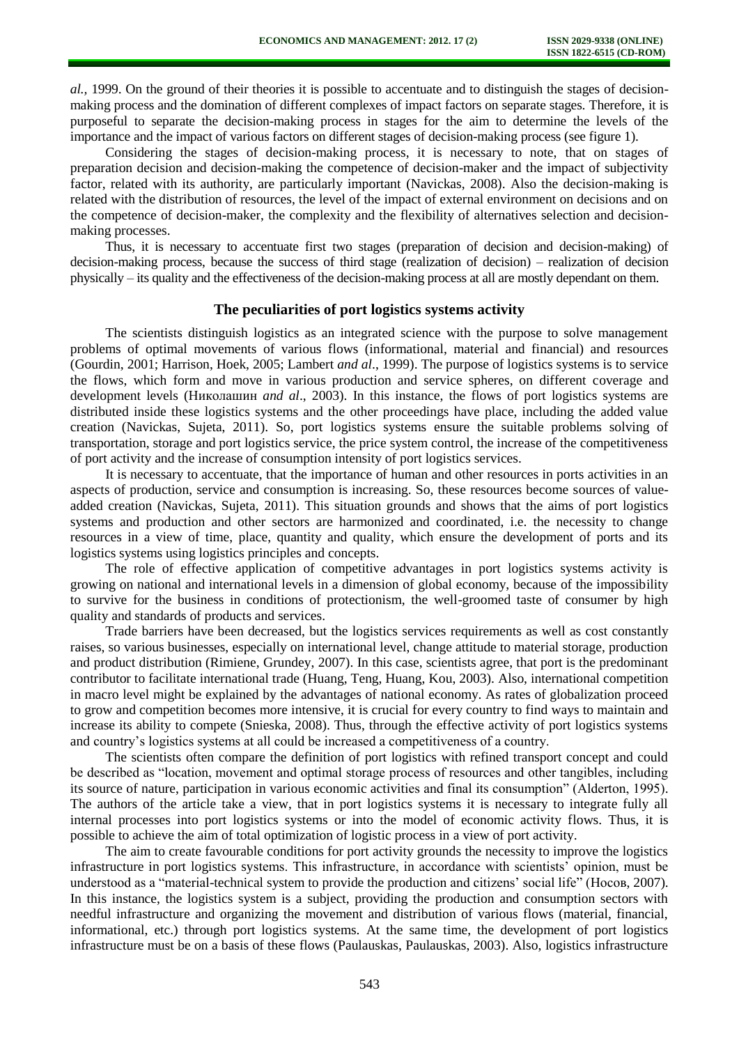*al.,* 1999. On the ground of their theories it is possible to accentuate and to distinguish the stages of decision-making process and the domination of different complexes of impact factors on separate stages. Therefore, it is purposeful to separate the decision-making process in stages for the aim to determine the levels of the importance and the impact of various factors on different stages of decision-making process (see figure 1).

Considering the stages of decision-making process, it is necessary to note, that on stages of preparation decision and decision-making the competence of decision-maker and the impact of subjectivity factor, related with its authority, are particularly important (Navickas, 2008). Also the decision-making is related with the distribution of resources, the level of the impact of external environment on decisions and on the competence of decision-maker, the complexity and the flexibility of alternatives selection and decision-making processes.

Thus, it is necessary to accentuate first two stages (preparation of decision and decision-making) of decision-making process, because the success of third stage (realization of decision) – realization of decision physically – its quality and the effectiveness of the decision-making process at all are mostly dependant on them.

## The peculiarities of port logistics systems activity

The scientists distinguish logistics as an integrated science with the purpose to solve management problems of optimal movements of various flows (informational, material and financial) and resources (Gourdin, 2001; Harrison, Hoek, 2005; Lambert *and al*., 1999). The purpose of logistics systems is to service the flows, which form and move in various production and service spheres, on different coverage and development levels (Николашин *and al*., 2003). In this instance, the flows of port logistics systems are distributed inside these logistics systems and the other proceedings have place, including the added value creation (Navickas, Sujeta, 2011). So, port logistics systems ensure the suitable problems solving of transportation, storage and port logistics service, the price system control, the increase of the competitiveness of port activity and the increase of consumption intensity of port logistics services.

It is necessary to accentuate, that the importance of human and other resources in ports activities in an aspects of production, service and consumption is increasing. So, these resources become sources of value-added creation (Navickas, Sujeta, 2011). This situation grounds and shows that the aims of port logistics systems and production and other sectors are harmonized and coordinated, i.e. the necessity to change resources in a view of time, place, quantity and quality, which ensure the development of ports and its logistics systems using logistics principles and concepts.

The role of effective application of competitive advantages in port logistics systems activity is growing on national and international levels in a dimension of global economy, because of the impossibility to survive for the business in conditions of protectionism, the well-groomed taste of consumer by high quality and standards of products and services.

Trade barriers have been decreased, but the logistics services requirements as well as cost constantly raises, so various businesses, especially on international level, change attitude to material storage, production and product distribution (Rimiene, Grundey, 2007). In this case, scientists agree, that port is the predominant contributor to facilitate international trade (Huang, Teng, Huang, Kou, 2003). Also, international competition in macro level might be explained by the advantages of national economy. As rates of globalization proceed to grow and competition becomes more intensive, it is crucial for every country to find ways to maintain and increase its ability to compete (Snieska, 2008). Thus, through the effective activity of port logistics systems and country's logistics systems at all could be increased a competitiveness of a country.

The scientists often compare the definition of port logistics with refined transport concept and could be described as "location, movement and optimal storage process of resources and other tangibles, including its source of nature, participation in various economic activities and final its consumption" (Alderton, 1995). The authors of the article take a view, that in port logistics systems it is necessary to integrate fully all internal processes into port logistics systems or into the model of economic activity flows. Thus, it is possible to achieve the aim of total optimization of logistic process in a view of port activity.

The aim to create favourable conditions for port activity grounds the necessity to improve the logistics infrastructure in port logistics systems. This infrastructure, in accordance with scientists' opinion, must be understood as a "material-technical system to provide the production and citizens' social life" (Носов, 2007). In this instance, the logistics system is a subject, providing the production and consumption sectors with needful infrastructure and organizing the movement and distribution of various flows (material, financial, informational, etc.) through port logistics systems. At the same time, the development of port logistics infrastructure must be on a basis of these flows (Paulauskas, Paulauskas, 2003). Also, logistics infrastructure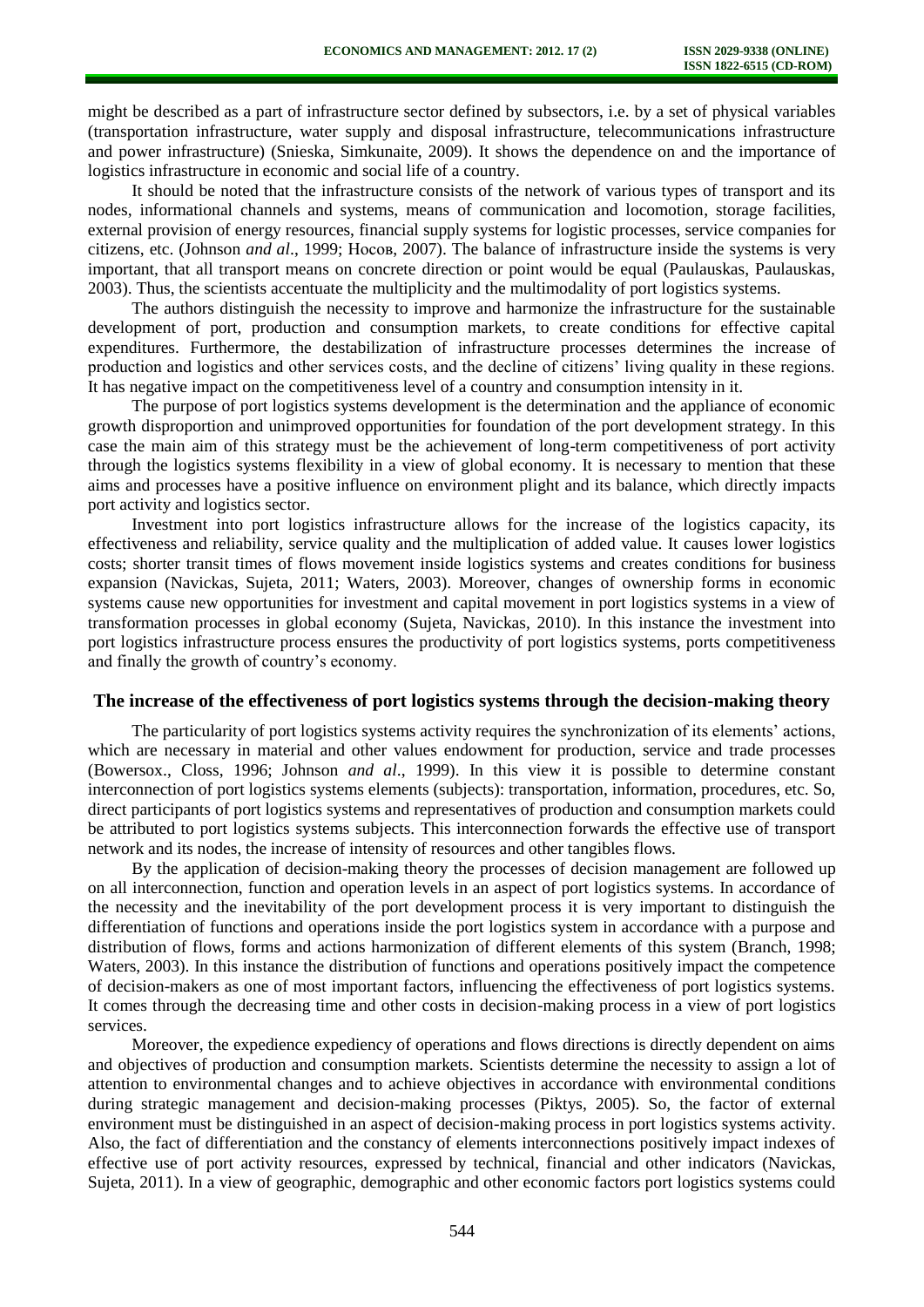might be described as a part of infrastructure sector defined by subsectors, i.e. by a set of physical variables (transportation infrastructure, water supply and disposal infrastructure, telecommunications infrastructure and power infrastructure) (Snieska, Simkunaite, 2009). It shows the dependence on and the importance of logistics infrastructure in economic and social life of a country.

It should be noted that the infrastructure consists of the network of various types of transport and its nodes, informational channels and systems, means of communication and locomotion, storage facilities, external provision of energy resources, financial supply systems for logistic processes, service companies for citizens, etc. (Johnson *and al*., 1999; Носов, 2007). The balance of infrastructure inside the systems is very important, that all transport means on concrete direction or point would be equal (Paulauskas, Paulauskas, 2003). Thus, the scientists accentuate the multiplicity and the multimodality of port logistics systems.

The authors distinguish the necessity to improve and harmonize the infrastructure for the sustainable development of port, production and consumption markets, to create conditions for effective capital expenditures. Furthermore, the destabilization of infrastructure processes determines the increase of production and logistics and other services costs, and the decline of citizens' living quality in these regions. It has negative impact on the competitiveness level of a country and consumption intensity in it.

The purpose of port logistics systems development is the determination and the appliance of economic growth disproportion and unimproved opportunities for foundation of the port development strategy. In this case the main aim of this strategy must be the achievement of long-term competitiveness of port activity through the logistics systems flexibility in a view of global economy. It is necessary to mention that these aims and processes have a positive influence on environment plight and its balance, which directly impacts port activity and logistics sector.

Investment into port logistics infrastructure allows for the increase of the logistics capacity, its effectiveness and reliability, service quality and the multiplication of added value. It causes lower logistics costs; shorter transit times of flows movement inside logistics systems and creates conditions for business expansion (Navickas, Sujeta, 2011; Waters, 2003). Moreover, changes of ownership forms in economic systems cause new opportunities for investment and capital movement in port logistics systems in a view of transformation processes in global economy (Sujeta, Navickas, 2010). In this instance the investment into port logistics infrastructure process ensures the productivity of port logistics systems, ports competitiveness and finally the growth of country's economy.

## The increase of the effectiveness of port logistics systems through the decision-making theory

The particularity of port logistics systems activity requires the synchronization of its elements' actions, which are necessary in material and other values endowment for production, service and trade processes (Bowersox., Closs, 1996; Johnson *and al*., 1999). In this view it is possible to determine constant interconnection of port logistics systems elements (subjects): transportation, information, procedures, etc. So, direct participants of port logistics systems and representatives of production and consumption markets could be attributed to port logistics systems subjects. This interconnection forwards the effective use of transport network and its nodes, the increase of intensity of resources and other tangibles flows.

By the application of decision-making theory the processes of decision management are followed up on all interconnection, function and operation levels in an aspect of port logistics systems. In accordance of the necessity and the inevitability of the port development process it is very important to distinguish the differentiation of functions and operations inside the port logistics system in accordance with a purpose and distribution of flows, forms and actions harmonization of different elements of this system (Branch, 1998; Waters, 2003). In this instance the distribution of functions and operations positively impact the competence of decision-makers as one of most important factors, influencing the effectiveness of port logistics systems. It comes through the decreasing time and other costs in decision-making process in a view of port logistics services.

Moreover, the expedience expediency of operations and flows directions is directly dependent on aims and objectives of production and consumption markets. Scientists determine the necessity to assign a lot of attention to environmental changes and to achieve objectives in accordance with environmental conditions during strategic management and decision-making processes (Piktys, 2005). So, the factor of external environment must be distinguished in an aspect of decision-making process in port logistics systems activity. Also, the fact of differentiation and the constancy of elements interconnections positively impact indexes of effective use of port activity resources, expressed by technical, financial and other indicators (Navickas, Sujeta, 2011). In a view of geographic, demographic and other economic factors port logistics systems could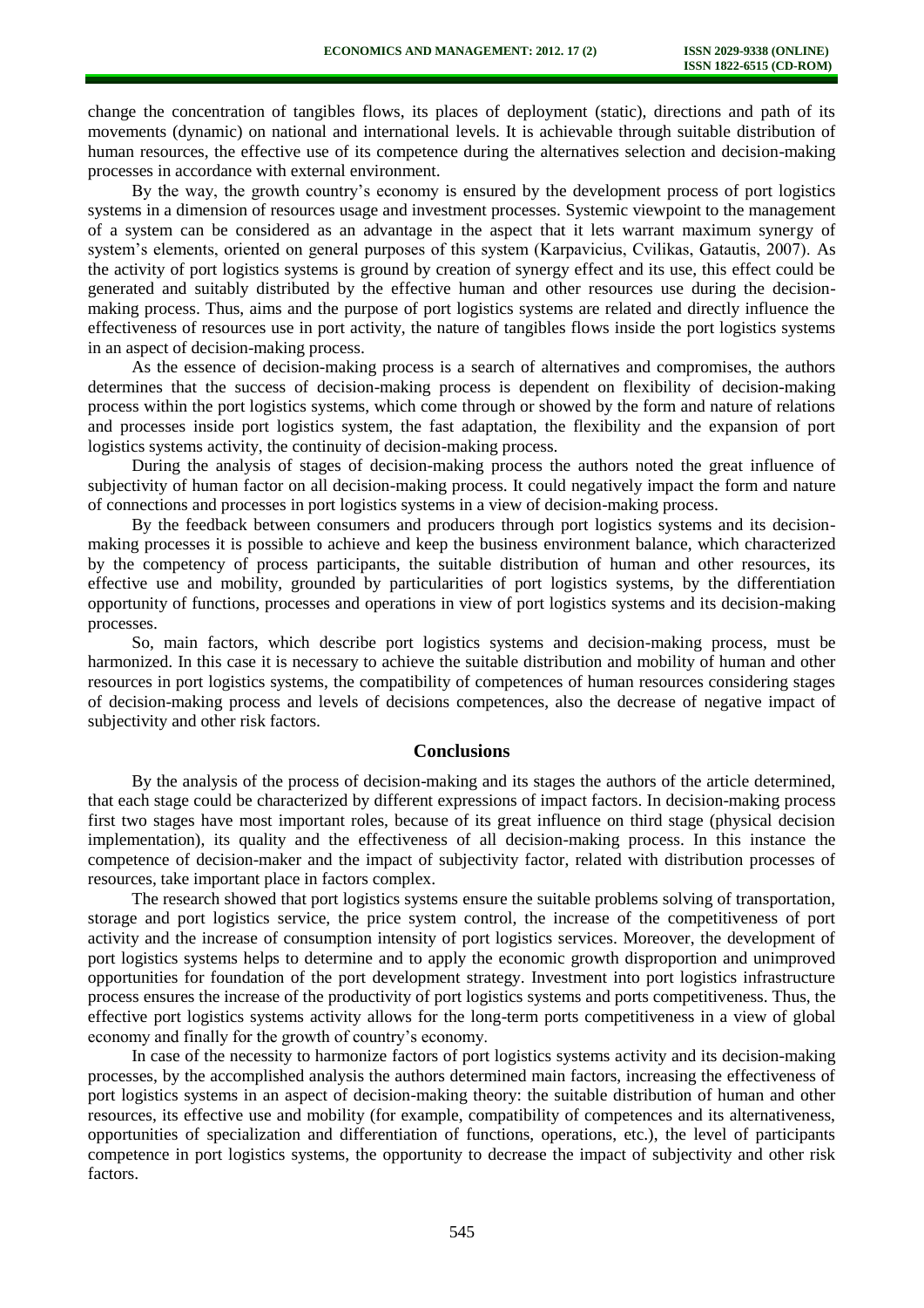change the concentration of tangibles flows, its places of deployment (static), directions and path of its movements (dynamic) on national and international levels. It is achievable through suitable distribution of human resources, the effective use of its competence during the alternatives selection and decision-making processes in accordance with external environment.

By the way, the growth country's economy is ensured by the development process of port logistics systems in a dimension of resources usage and investment processes. Systemic viewpoint to the management of a system can be considered as an advantage in the aspect that it lets warrant maximum synergy of system's elements, oriented on general purposes of this system (Karpavicius, Cvilikas, Gatautis, 2007). As the activity of port logistics systems is ground by creation of synergy effect and its use, this effect could be generated and suitably distributed by the effective human and other resources use during the decision-making process. Thus, aims and the purpose of port logistics systems are related and directly influence the effectiveness of resources use in port activity, the nature of tangibles flows inside the port logistics systems in an aspect of decision-making process.

As the essence of decision-making process is a search of alternatives and compromises, the authors determines that the success of decision-making process is dependent on flexibility of decision-making process within the port logistics systems, which come through or showed by the form and nature of relations and processes inside port logistics system, the fast adaptation, the flexibility and the expansion of port logistics systems activity, the continuity of decision-making process.

During the analysis of stages of decision-making process the authors noted the great influence of subjectivity of human factor on all decision-making process. It could negatively impact the form and nature of connections and processes in port logistics systems in a view of decision-making process.

By the feedback between consumers and producers through port logistics systems and its decision-making processes it is possible to achieve and keep the business environment balance, which characterized by the competency of process participants, the suitable distribution of human and other resources, its effective use and mobility, grounded by particularities of port logistics systems, by the differentiation opportunity of functions, processes and operations in view of port logistics systems and its decision-making processes.

So, main factors, which describe port logistics systems and decision-making process, must be harmonized. In this case it is necessary to achieve the suitable distribution and mobility of human and other resources in port logistics systems, the compatibility of competences of human resources considering stages of decision-making process and levels of decisions competences, also the decrease of negative impact of subjectivity and other risk factors.

## Conclusions

By the analysis of the process of decision-making and its stages the authors of the article determined, that each stage could be characterized by different expressions of impact factors. In decision-making process first two stages have most important roles, because of its great influence on third stage (physical decision implementation), its quality and the effectiveness of all decision-making process. In this instance the competence of decision-maker and the impact of subjectivity factor, related with distribution processes of resources, take important place in factors complex.

The research showed that port logistics systems ensure the suitable problems solving of transportation, storage and port logistics service, the price system control, the increase of the competitiveness of port activity and the increase of consumption intensity of port logistics services. Moreover, the development of port logistics systems helps to determine and to apply the economic growth disproportion and unimproved opportunities for foundation of the port development strategy. Investment into port logistics infrastructure process ensures the increase of the productivity of port logistics systems and ports competitiveness. Thus, the effective port logistics systems activity allows for the long-term ports competitiveness in a view of global economy and finally for the growth of country's economy.

In case of the necessity to harmonize factors of port logistics systems activity and its decision-making processes, by the accomplished analysis the authors determined main factors, increasing the effectiveness of port logistics systems in an aspect of decision-making theory: the suitable distribution of human and other resources, its effective use and mobility (for example, compatibility of competences and its alternativeness, opportunities of specialization and differentiation of functions, operations, etc.), the level of participants competence in port logistics systems, the opportunity to decrease the impact of subjectivity and other risk factors.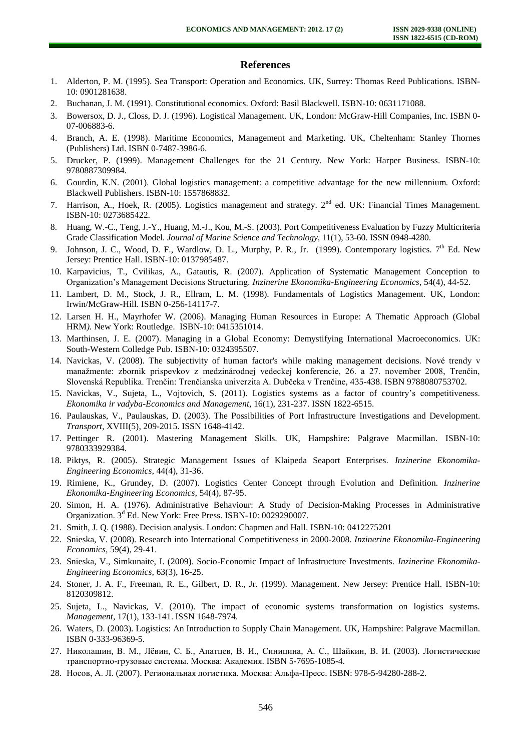## References

1. Alderton, P. M. (1995). Sea Transport: Operation and Economics. UK, Surrey: Thomas Reed Publications. ISBN-10: 0901281638.
2. Buchanan, J. M. (1991). Constitutional economics. Oxford: Basil Blackwell. ISBN-10: 0631171088.
3. Bowersox, D. J., Closs, D. J. (1996). Logistical Management. UK, London: McGraw-Hill Companies, Inc. ISBN 0-07-006883-6.
4. Branch, A. E. (1998). Maritime Economics, Management and Marketing. UK, Cheltenham: Stanley Thornes (Publishers) Ltd. ISBN 0-7487-3986-6.
5. Drucker, P. (1999). Management Challenges for the 21 Century. New York: Harper Business. ISBN-10: 9780887309984.
6. Gourdin, K.N. (2001). Global logistics management: a competitive advantage for the new millennium. Oxford: Blackwell Publishers. ISBN-10: 1557868832.
7. Harrison, A., Hoek, R. (2005). Logistics management and strategy. 2nd ed. UK: Financial Times Management. ISBN-10: 0273685422.
8. Huang, W.-C., Teng, J.-Y., Huang, M.-J., Kou, M.-S. (2003). Port Competitiveness Evaluation by Fuzzy Multicriteria Grade Classification Model. *Journal of Marine Science and Technology,* 11(1), 53-60. ISSN 0948-4280.
9. Johnson, J. C., Wood, D. F., Wardlow, D. L., Murphy, P. R., Jr. (1999). Contemporary logistics. 7th Ed. New Jersey: Prentice Hall. ISBN-10: 0137985487.
10. Karpavicius, T., Cvilikas, A., Gatautis, R. (2007). Application of Systematic Management Conception to Organization's Management Decisions Structuring. *Inzinerine Ekonomika-Engineering Economics*, 54(4), 44-52.
11. Lambert, D. M., Stock, J. R., Ellram, L. M. (1998). Fundamentals of Logistics Management. UK, London: Irwin/McGraw-Hill. ISBN 0-256-14117-7.
12. Larsen H. H., Mayrhofer W. (2006). Managing Human Resources in Europe: A Thematic Approach (Global HRM*).* New York: Routledge. ISBN-10: 0415351014.
13. Marthinsen, J. E. (2007). Managing in a Global Economy: Demystifying International Macroeconomics. UK: South-Western Colledge Pub. ISBN-10: 0324395507.
14. Navickas, V. (2008). The subjectivity of human factor's while making management decisions. Nové trendy v manažmente: zbornik prispevkov z medzinárodnej vedeckej konferencie, 26. a 27. november 2008, Trenčin, Slovenská Republika. Trenčin: Trenčianska univerzita A. Dubčeka v Trenčine, 435-438. ISBN 9788080753702.
15. Navickas, V., Sujeta, L., Vojtovich, S. (2011). Logistics systems as a factor of country's competitiveness. *Ekonomika ir vadyba-Economics and Management*, 16(1), 231-237. ISSN 1822-6515.
16. Paulauskas, V., Paulauskas, D. (2003). The Possibilities of Port Infrastructure Investigations and Development. *Transport*, XVIII(5), 209-2015. ISSN 1648-4142.
17. Pettinger R. (2001). Mastering Management Skills. UK, Hampshire: Palgrave Macmillan. ISBN-10: 9780333929384.
18. Piktys, R. (2005). Strategic Management Issues of Klaipeda Seaport Enterprises. *Inzinerine Ekonomika-Engineering Economics,* 44(4), 31-36.
19. Rimiene, K., Grundey, D. (2007). Logistics Center Concept through Evolution and Definition. *Inzinerine Ekonomika-Engineering Economics,* 54(4), 87-95.
20. Simon, H. A. (1976). Administrative Behaviour: A Study of Decision-Making Processes in Administrative Organization. 3d Ed. New York: Free Press. ISBN-10: 0029290007.
21. Smith, J. Q. (1988). Decision analysis. London: Chapmen and Hall. ISBN-10: 0412275201
22. Snieska, V. (2008). Research into International Competitiveness in 2000-2008. *Inzinerine Ekonomika-Engineering Economics*, 59(4), 29-41.
23. Snieska, V., Simkunaite, I. (2009). Socio-Economic Impact of Infrastructure Investments. *Inzinerine Ekonomika-Engineering Economics*, 63(3), 16-25.
24. Stoner, J. A. F., Freeman, R. E., Gilbert, D. R., Jr. (1999). Management. New Jersey: Prentice Hall. ISBN-10: 8120309812.
25. Sujeta, L., Navickas, V. (2010). The impact of economic systems transformation on logistics systems. *Management*, 17(1), 133-141. ISSN 1648-7974.
26. Waters, D. (2003). Logistics: An Introduction to Supply Chain Management. UK, Hampshire: Palgrave Macmillan. ISBN 0-333-96369-5.
27. Николашин, В. М., Лёвин, С. Б., Апатцев, В. И., Синицина, А. С., Шайкин, В. И. (2003). Логистические транспортно-грузовые системы. Москва: Академия. ISBN 5-7695-1085-4.
28. Носов, А. Л. (2007). Региональная логистика. Москва: Альфа-Пресс. ISBN: 978-5-94280-288-2.